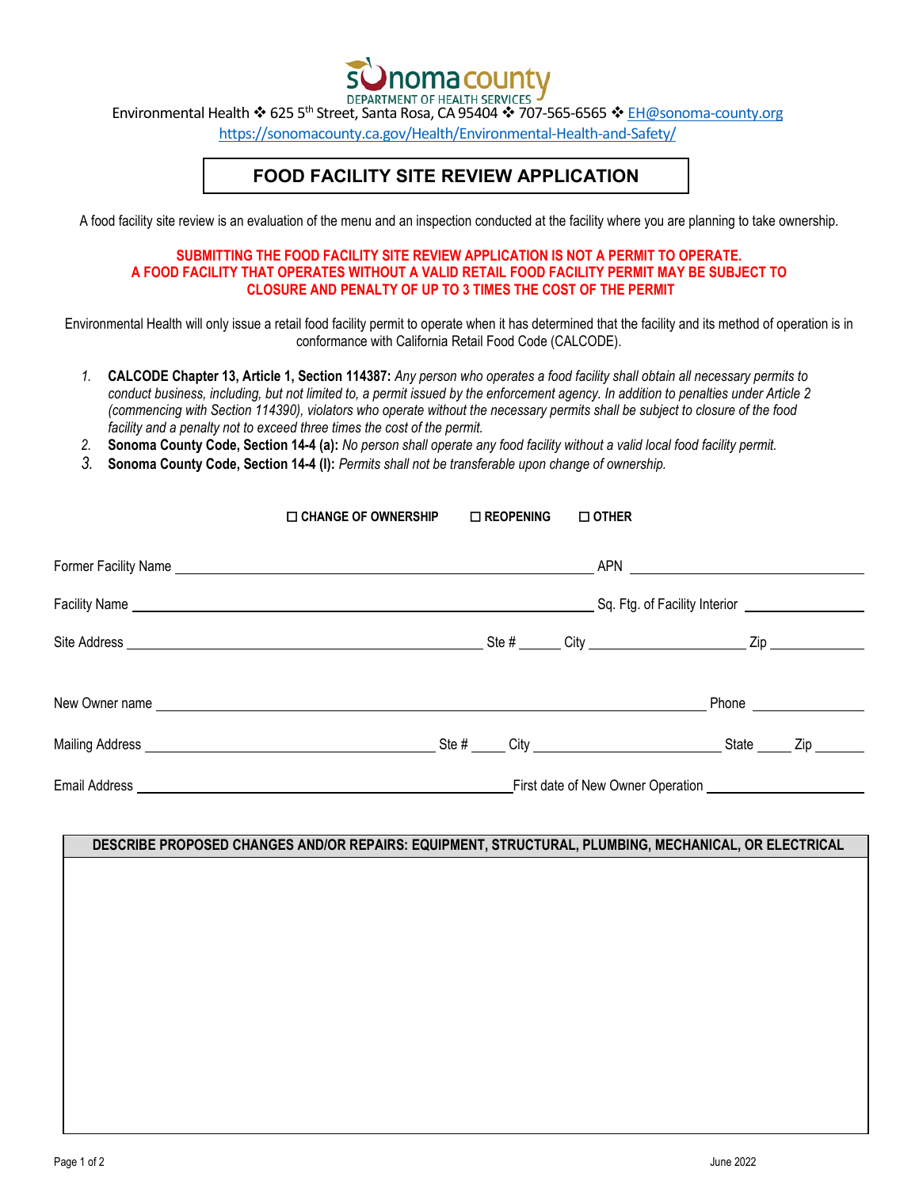sonoma county
DEPARTMENT OF HEALTH SERVICES

Environmental Health ❖ 625 5th Street, Santa Rosa, CA 95404 ❖ 707-565-6565 ❖ EH@sonoma-county.org
https://sonomacounty.ca.gov/Health/Environmental-Health-and-Safety/

# FOOD FACILITY SITE REVIEW APPLICATION

A food facility site review is an evaluation of the menu and an inspection conducted at the facility where you are planning to take ownership.

**SUBMITTING THE FOOD FACILITY SITE REVIEW APPLICATION IS NOT A PERMIT TO OPERATE. A FOOD FACILITY THAT OPERATES WITHOUT A VALID RETAIL FOOD FACILITY PERMIT MAY BE SUBJECT TO CLOSURE AND PENALTY OF UP TO 3 TIMES THE COST OF THE PERMIT**

Environmental Health will only issue a retail food facility permit to operate when it has determined that the facility and its method of operation is in conformance with California Retail Food Code (CALCODE).

1. **CALCODE Chapter 13, Article 1, Section 114387:** *Any person who operates a food facility shall obtain all necessary permits to conduct business, including, but not limited to, a permit issued by the enforcement agency. In addition to penalties under Article 2 (commencing with Section 114390), violators who operate without the necessary permits shall be subject to closure of the food facility and a penalty not to exceed three times the cost of the permit.*
2. **Sonoma County Code, Section 14-4 (a):** *No person shall operate any food facility without a valid local food facility permit.*
3. **Sonoma County Code, Section 14-4 (l):** *Permits shall not be transferable upon change of ownership.*

☐ **CHANGE OF OWNERSHIP** ☐ **REOPENING** ☐ **OTHER**

Former Facility Name ______________________ APN ______________

Facility Name ______________________ Sq. Ftg. of Facility Interior ______________

Site Address ______________________ Ste # ______ City ______________ Zip ______

New Owner name ______________________ Phone ______________

Mailing Address ______________________ Ste # ______ City ______________ State ______ Zip ______

Email Address ______________________ First date of New Owner Operation ______________

| DESCRIBE PROPOSED CHANGES AND/OR REPAIRS: EQUIPMENT, STRUCTURAL, PLUMBING, MECHANICAL, OR ELECTRICAL |
| --- |
| |

June 2022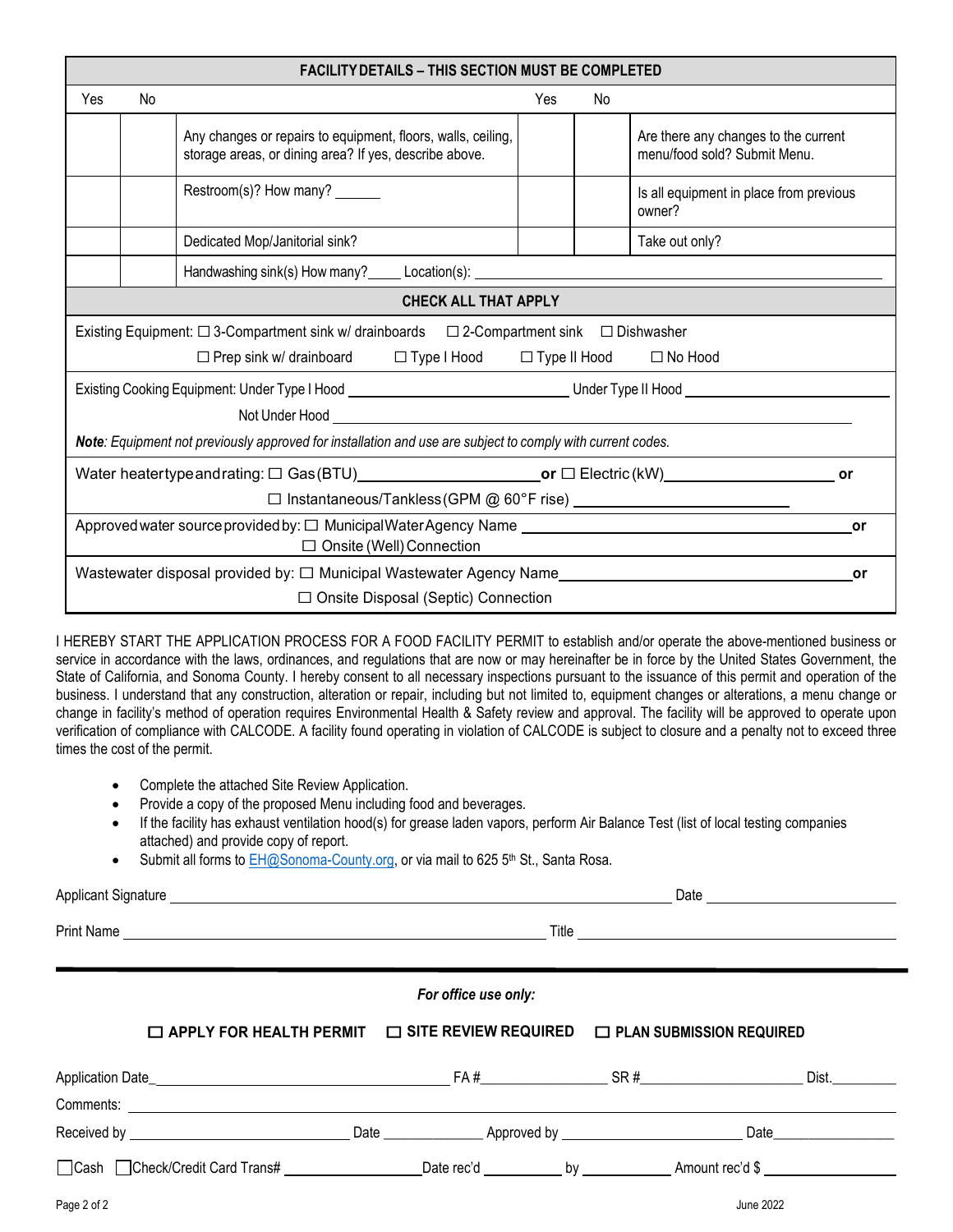| FACILITY DETAILS – THIS SECTION MUST BE COMPLETED | | | | | |
|---|---|---|---|---|---|
| Yes | No | | Yes | No | |
| | | Any changes or repairs to equipment, floors, walls, ceiling, storage areas, or dining area? If yes, describe above. | | | Are there any changes to the current menu/food sold? Submit Menu. |
| | | Restroom(s)? How many? ______ | | | Is all equipment in place from previous owner? |
| | | Dedicated Mop/Janitorial sink? | | | Take out only? |
| | | Handwashing sink(s) How many?_____ Location(s): ______ | | | |

**CHECK ALL THAT APPLY**

Existing Equipment: ☐ 3-Compartment sink w/ drainboards ☐ 2-Compartment sink ☐ Dishwasher
☐ Prep sink w/ drainboard ☐ Type I Hood ☐ Type II Hood ☐ No Hood

Existing Cooking Equipment: Under Type I Hood ______ Under Type II Hood ______
Not Under Hood ______

***Note**: Equipment not previously approved for installation and use are subject to comply with current codes.*

Water heater type and rating: ☐ Gas (BTU)______ **or** ☐ Electric (kW)______ **or**
☐ Instantaneous/Tankless (GPM @ 60°F rise) ______

Approved water source provided by: ☐ Municipal Water Agency Name ______ **or**
☐ Onsite (Well) Connection

Wastewater disposal provided by: ☐ Municipal Wastewater Agency Name______ **or**
☐ Onsite Disposal (Septic) Connection

I HEREBY START THE APPLICATION PROCESS FOR A FOOD FACILITY PERMIT to establish and/or operate the above-mentioned business or service in accordance with the laws, ordinances, and regulations that are now or may hereinafter be in force by the United States Government, the State of California, and Sonoma County. I hereby consent to all necessary inspections pursuant to the issuance of this permit and operation of the business. I understand that any construction, alteration or repair, including but not limited to, equipment changes or alterations, a menu change or change in facility's method of operation requires Environmental Health & Safety review and approval. The facility will be approved to operate upon verification of compliance with CALCODE. A facility found operating in violation of CALCODE is subject to closure and a penalty not to exceed three times the cost of the permit.

- Complete the attached Site Review Application.
- Provide a copy of the proposed Menu including food and beverages.
- If the facility has exhaust ventilation hood(s) for grease laden vapors, perform Air Balance Test (list of local testing companies attached) and provide copy of report.
- Submit all forms to EH@Sonoma-County.org, or via mail to 625 5th St., Santa Rosa.

Applicant Signature ______ Date ______

Print Name ______ Title ______

---

***For office use only:***

☐ **APPLY FOR HEALTH PERMIT** ☐ **SITE REVIEW REQUIRED** ☐ **PLAN SUBMISSION REQUIRED**

Application Date______ FA #______ SR #______ Dist.______

Comments: ______

Received by ______ Date ______ Approved by ______ Date______

☐Cash ☐Check/Credit Card Trans# ______ Date rec'd ______ by ______ Amount rec'd $ ______

June 2022